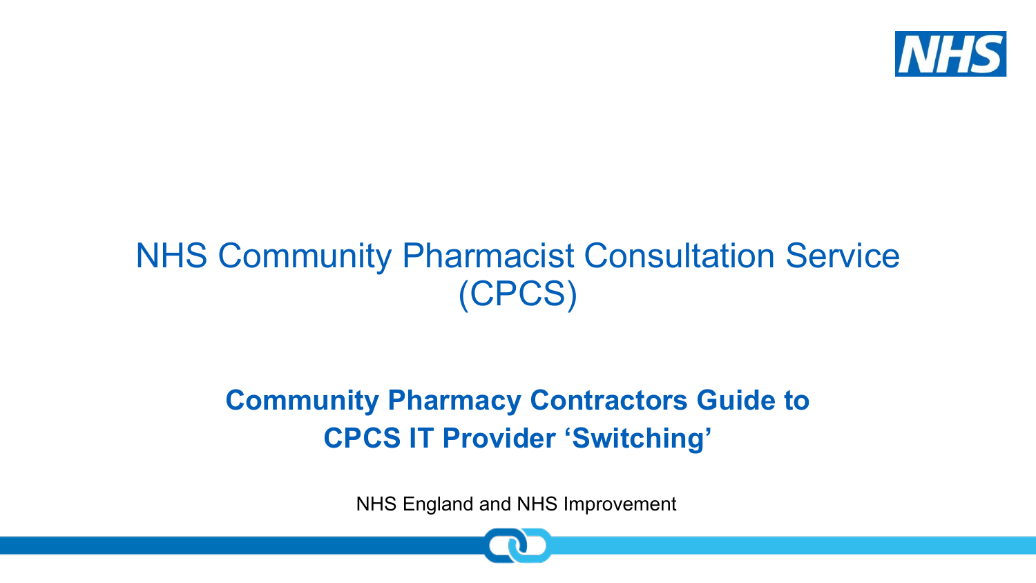# NHS Community Pharmacist Consultation Service (CPCS)

## Community Pharmacy Contractors Guide to CPCS IT Provider 'Switching'

NHS England and NHS Improvement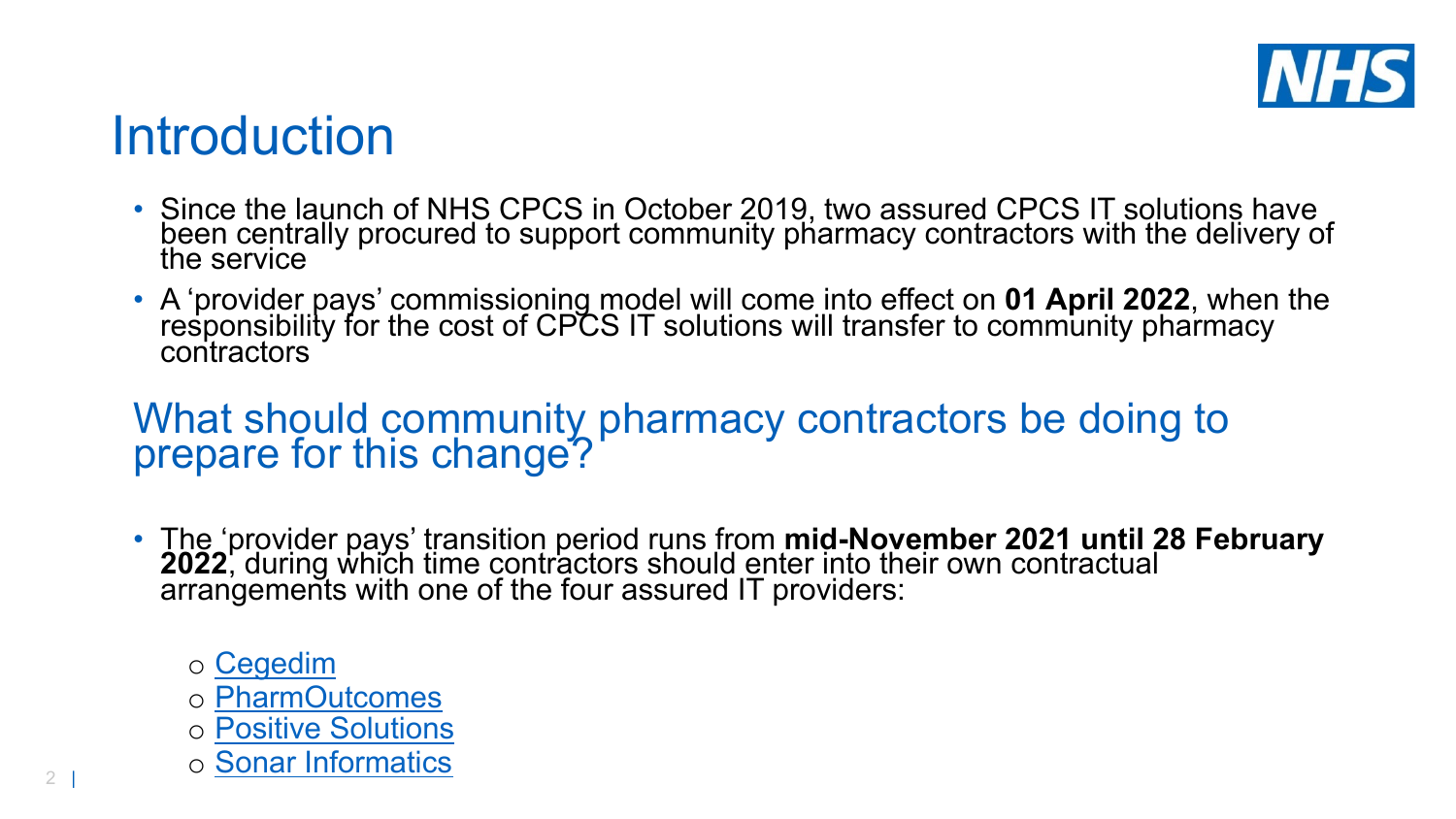# Introduction

- Since the launch of NHS CPCS in October 2019, two assured CPCS IT solutions have been centrally procured to support community pharmacy contractors with the delivery of the service
- A 'provider pays' commissioning model will come into effect on **01 April 2022**, when the responsibility for the cost of CPCS IT solutions will transfer to community pharmacy contractors

## What should community pharmacy contractors be doing to prepare for this change?

- The 'provider pays' transition period runs from **mid-November 2021 until 28 February 2022**, during which time contractors should enter into their own contractual arrangements with one of the four assured IT providers:
  - Cegedim
  - PharmOutcomes
  - Positive Solutions
  - Sonar Informatics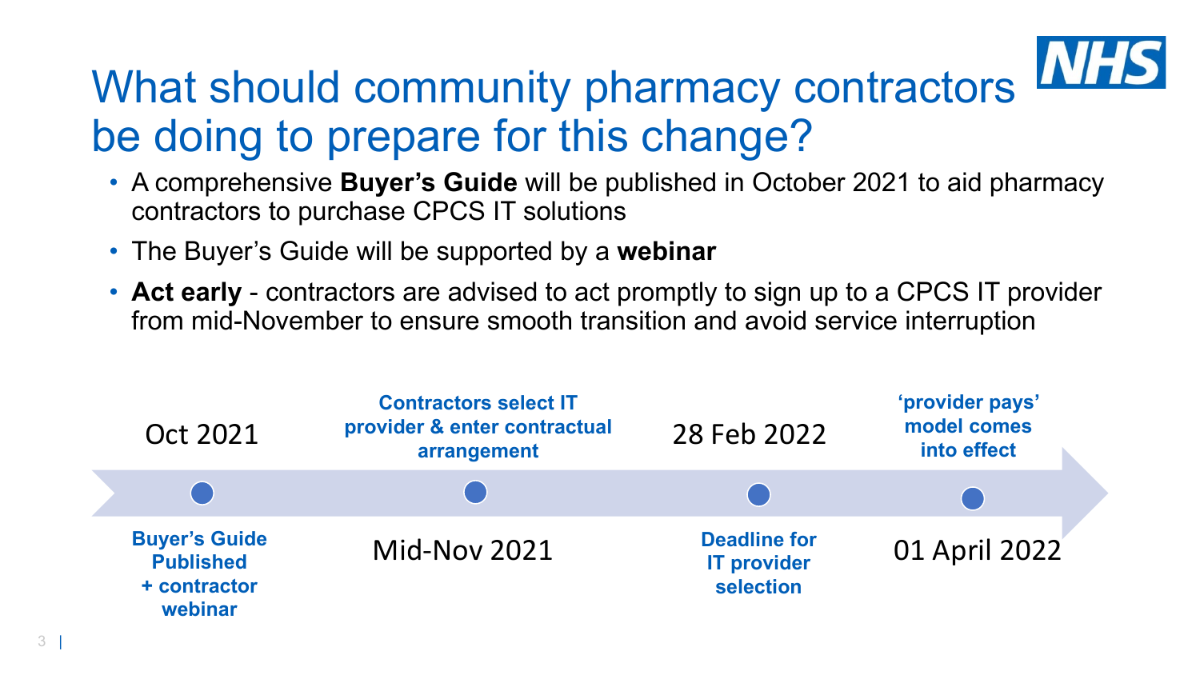# What should community pharmacy contractors be doing to prepare for this change?

- A comprehensive **Buyer's Guide** will be published in October 2021 to aid pharmacy contractors to purchase CPCS IT solutions
- The Buyer's Guide will be supported by a **webinar**
- **Act early** - contractors are advised to act promptly to sign up to a CPCS IT provider from mid-November to ensure smooth transition and avoid service interruption

**Timeline:**

- **Oct 2021** – **Buyer's Guide Published + contractor webinar**
- **Mid-Nov 2021** – **Contractors select IT provider & enter contractual arrangement**
- **28 Feb 2022** – **Deadline for IT provider selection**
- **01 April 2022** – **'provider pays' model comes into effect**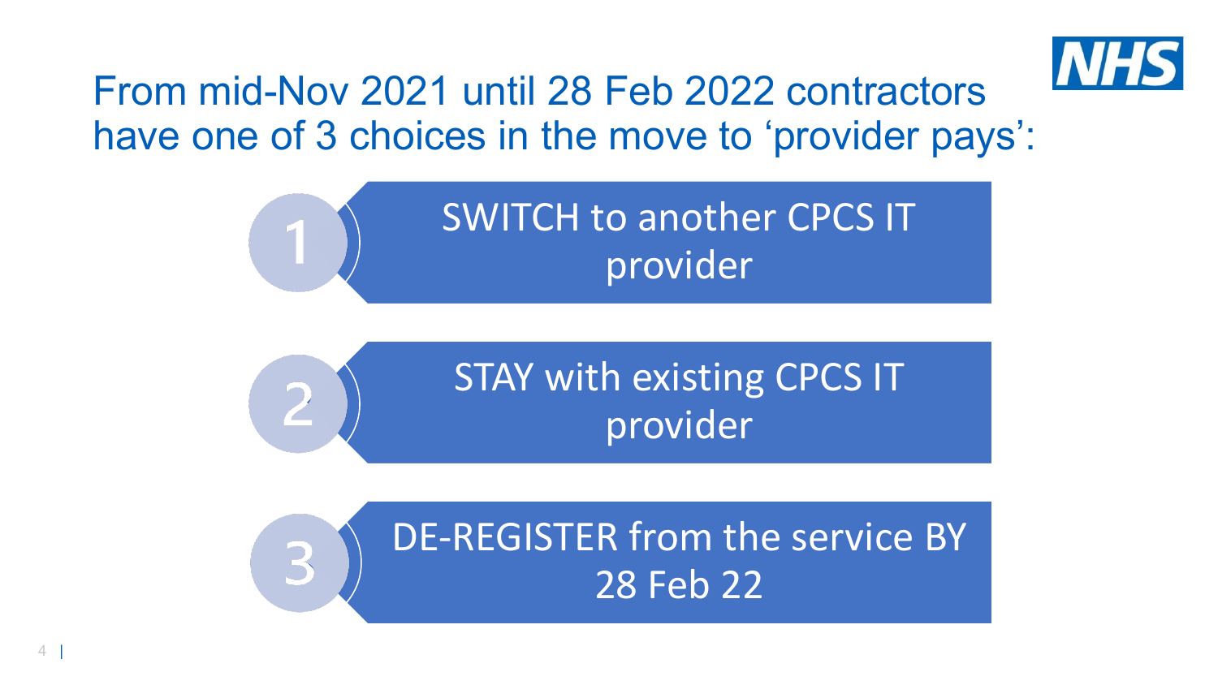# From mid-Nov 2021 until 28 Feb 2022 contractors have one of 3 choices in the move to 'provider pays':

1. SWITCH to another CPCS IT provider
2. STAY with existing CPCS IT provider
3. DE-REGISTER from the service BY 28 Feb 22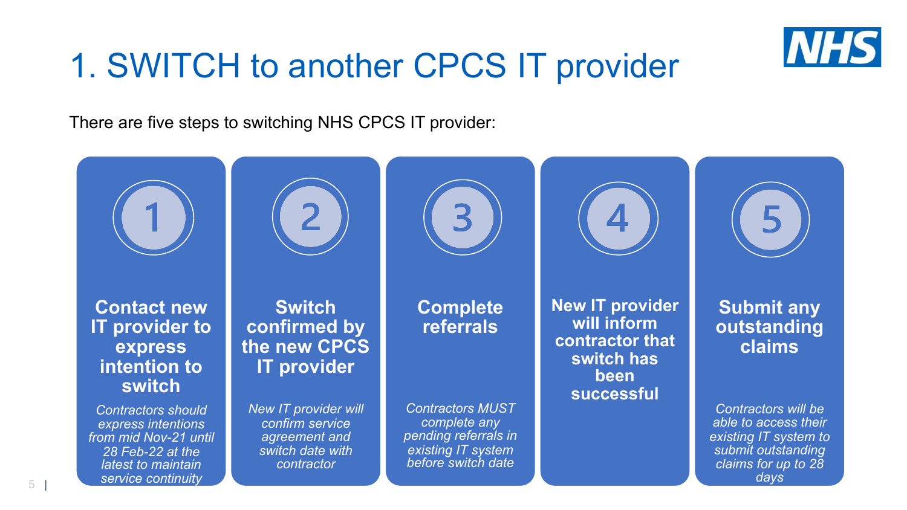# 1. SWITCH to another CPCS IT provider

There are five steps to switching NHS CPCS IT provider:

1. **Contact new IT provider to express intention to switch**

   *Contractors should express intentions from mid Nov-21 until 28 Feb-22 at the latest to maintain service continuity*

2. **Switch confirmed by the new CPCS IT provider**

   *New IT provider will confirm service agreement and switch date with contractor*

3. **Complete referrals**

   *Contractors MUST complete any pending referrals in existing IT system before switch date*

4. **New IT provider will inform contractor that switch has been successful**

5. **Submit any outstanding claims**

   *Contractors will be able to access their existing IT system to submit outstanding claims for up to 28 days*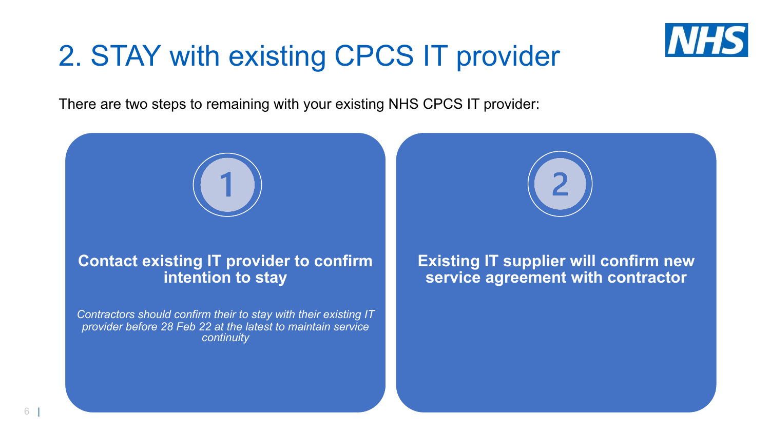# 2. STAY with existing CPCS IT provider

There are two steps to remaining with your existing NHS CPCS IT provider:

**1**

**Contact existing IT provider to confirm intention to stay**

*Contractors should confirm their to stay with their existing IT provider before 28 Feb 22 at the latest to maintain service continuity*

**2**

**Existing IT supplier will confirm new service agreement with contractor**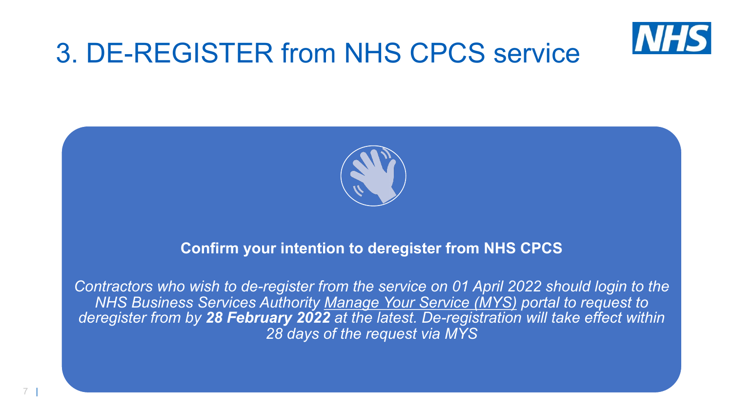# 3. DE-REGISTER from NHS CPCS service

**Confirm your intention to deregister from NHS CPCS**

*Contractors who wish to de-register from the service on 01 April 2022 should login to the NHS Business Services Authority Manage Your Service (MYS) portal to request to deregister from by **28 February 2022** at the latest. De-registration will take effect within 28 days of the request via MYS*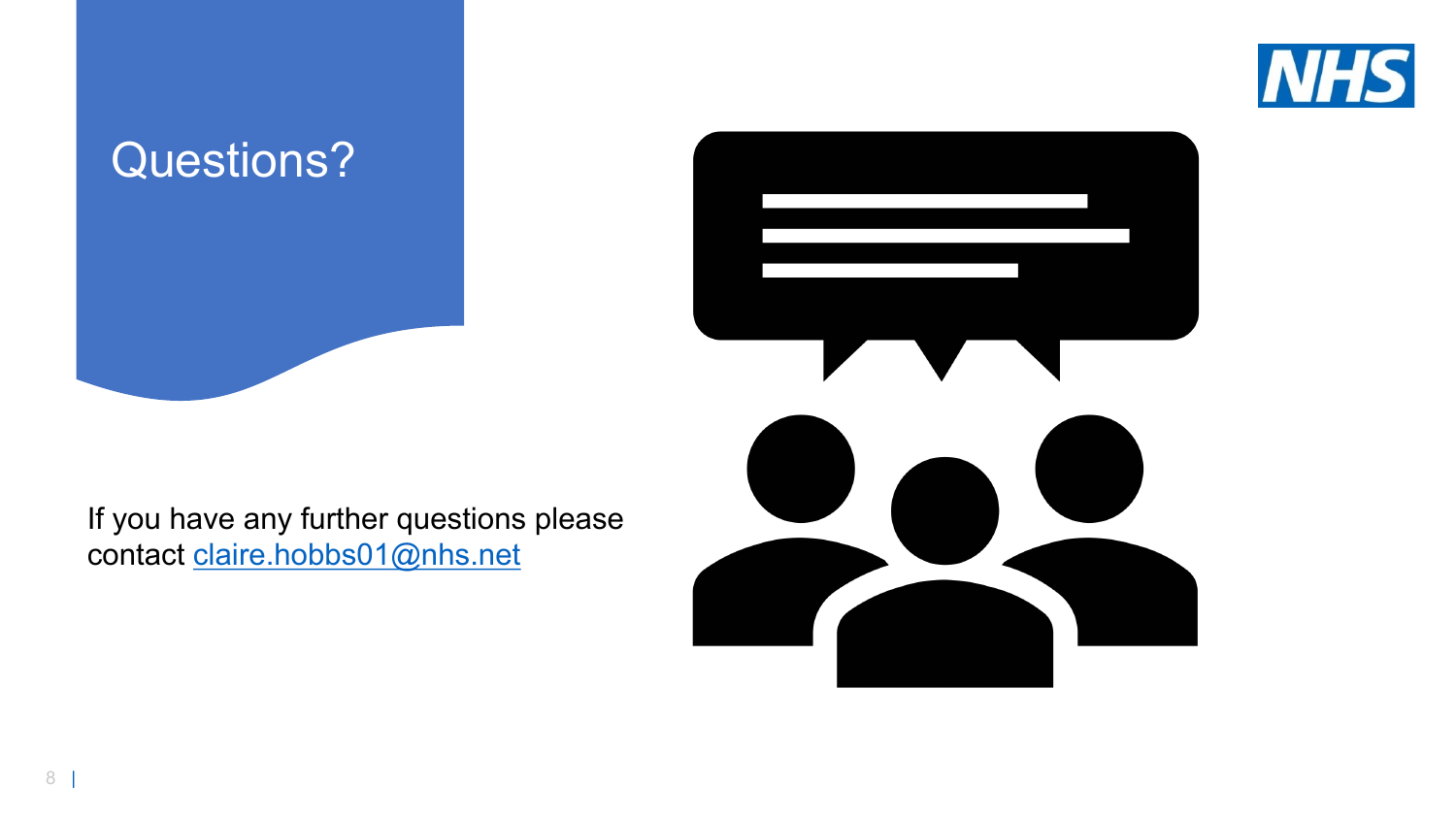# Questions?

If you have any further questions please contact claire.hobbs01@nhs.net